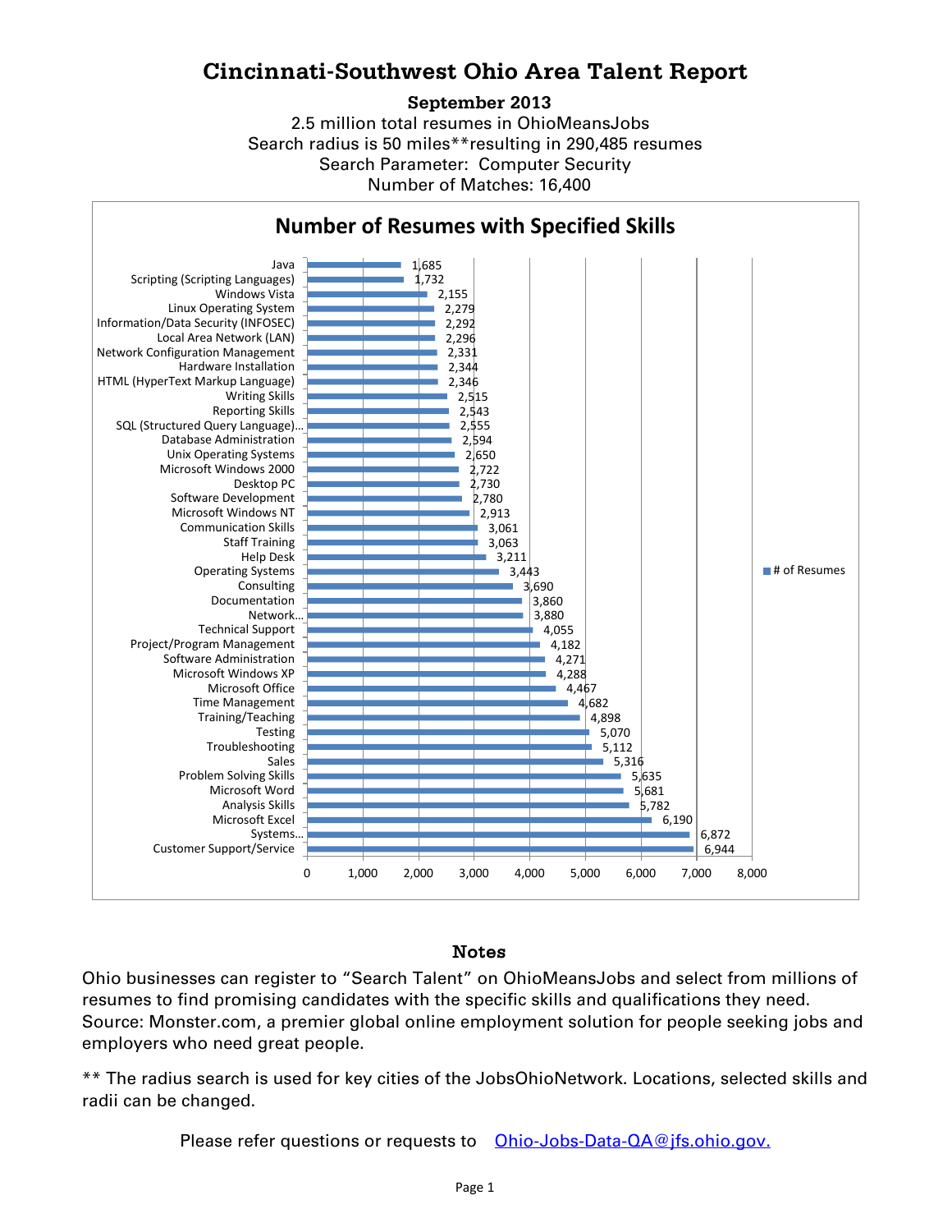# Cincinnati-Southwest Ohio Area Talent Report

**September 2013**

2.5 million total resumes in OhioMeansJobs
Search radius is 50 miles**resulting in 290,485 resumes
Search Parameter: Computer Security
Number of Matches: 16,400

## Number of Resumes with Specified Skills

| Skill | # of Resumes |
|---|---|
| Java | 1,685 |
| Scripting (Scripting Languages) | 1,732 |
| Windows Vista | 2,155 |
| Linux Operating System | 2,279 |
| Information/Data Security (INFOSEC) | 2,292 |
| Local Area Network (LAN) | 2,296 |
| Network Configuration Management | 2,331 |
| Hardware Installation | 2,344 |
| HTML (HyperText Markup Language) | 2,346 |
| Writing Skills | 2,515 |
| Reporting Skills | 2,543 |
| SQL (Structured Query Language)... | 2,555 |
| Database Administration | 2,594 |
| Unix Operating Systems | 2,650 |
| Microsoft Windows 2000 | 2,722 |
| Desktop PC | 2,730 |
| Software Development | 2,780 |
| Microsoft Windows NT | 2,913 |
| Communication Skills | 3,061 |
| Staff Training | 3,063 |
| Help Desk | 3,211 |
| Operating Systems | 3,443 |
| Consulting | 3,690 |
| Documentation | 3,860 |
| Network... | 3,880 |
| Technical Support | 4,055 |
| Project/Program Management | 4,182 |
| Software Administration | 4,271 |
| Microsoft Windows XP | 4,288 |
| Microsoft Office | 4,467 |
| Time Management | 4,682 |
| Training/Teaching | 4,898 |
| Testing | 5,070 |
| Troubleshooting | 5,112 |
| Sales | 5,316 |
| Problem Solving Skills | 5,635 |
| Microsoft Word | 5,681 |
| Analysis Skills | 5,782 |
| Microsoft Excel | 6,190 |
| Systems... | 6,872 |
| Customer Support/Service | 6,944 |

### Notes

Ohio businesses can register to "Search Talent" on OhioMeansJobs and select from millions of resumes to find promising candidates with the specific skills and qualifications they need. Source: Monster.com, a premier global online employment solution for people seeking jobs and employers who need great people.

** The radius search is used for key cities of the JobsOhioNetwork. Locations, selected skills and radii can be changed.

Please refer questions or requests to Ohio-Jobs-Data-QA@jfs.ohio.gov.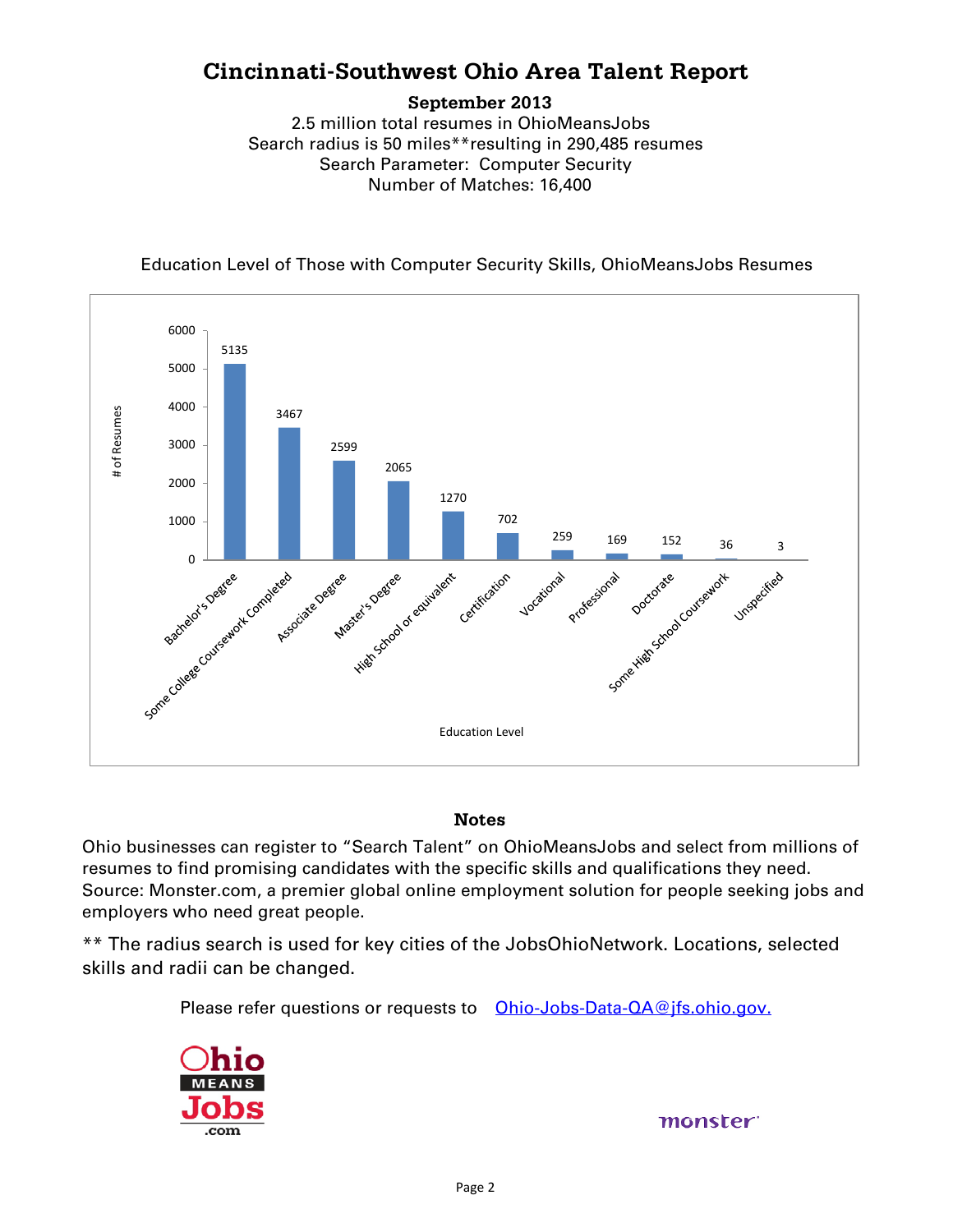# Cincinnati-Southwest Ohio Area Talent Report

**September 2013**

2.5 million total resumes in OhioMeansJobs
Search radius is 50 miles**resulting in 290,485 resumes
Search Parameter: Computer Security
Number of Matches: 16,400

Education Level of Those with Computer Security Skills, OhioMeansJobs Resumes

# of Resumes

6000
5000
4000
3000
2000
1000
0

5135
3467
2599
2065
1270
702
259
169
152
36
3

Bachelor's Degree
Some College Coursework Completed
Associate Degree
Master's Degree
High School or equivalent
Certification
Vocational
Professional
Doctorate
Some High School Coursework
Unspecified

Education Level

## Notes

Ohio businesses can register to "Search Talent" on OhioMeansJobs and select from millions of resumes to find promising candidates with the specific skills and qualifications they need. Source: Monster.com, a premier global online employment solution for people seeking jobs and employers who need great people.

** The radius search is used for key cities of the JobsOhioNetwork. Locations, selected skills and radii can be changed.

Please refer questions or requests to Ohio-Jobs-Data-QA@jfs.ohio.gov.

Ohio MEANS Jobs .com

monster